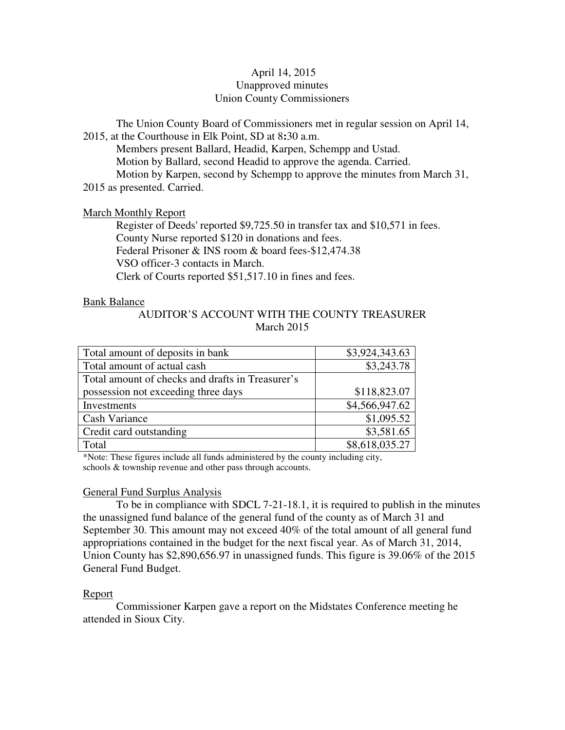April 14, 2015
Unapproved minutes
Union County Commissioners

The Union County Board of Commissioners met in regular session on April 14, 2015, at the Courthouse in Elk Point, SD at 8:30 a.m.

Members present Ballard, Headid, Karpen, Schempp and Ustad.

Motion by Ballard, second Headid to approve the agenda. Carried.

Motion by Karpen, second by Schempp to approve the minutes from March 31, 2015 as presented. Carried.

## March Monthly Report

Register of Deeds' reported $9,725.50 in transfer tax and $10,571 in fees.
County Nurse reported $120 in donations and fees.
Federal Prisoner & INS room & board fees-$12,474.38
VSO officer-3 contacts in March.
Clerk of Courts reported $51,517.10 in fines and fees.

## Bank Balance

AUDITOR'S ACCOUNT WITH THE COUNTY TREASURER
March 2015

| | |
|---|---:|
| Total amount of deposits in bank | $3,924,343.63 |
| Total amount of actual cash | $3,243.78 |
| Total amount of checks and drafts in Treasurer's possession not exceeding three days | $118,823.07 |
| Investments | $4,566,947.62 |
| Cash Variance | $1,095.52 |
| Credit card outstanding | $3,581.65 |
| Total | $8,618,035.27 |

*Note: These figures include all funds administered by the county including city, schools & township revenue and other pass through accounts.

## General Fund Surplus Analysis

To be in compliance with SDCL 7-21-18.1, it is required to publish in the minutes the unassigned fund balance of the general fund of the county as of March 31 and September 30. This amount may not exceed 40% of the total amount of all general fund appropriations contained in the budget for the next fiscal year. As of March 31, 2014, Union County has $2,890,656.97 in unassigned funds. This figure is 39.06% of the 2015 General Fund Budget.

## Report

Commissioner Karpen gave a report on the Midstates Conference meeting he attended in Sioux City.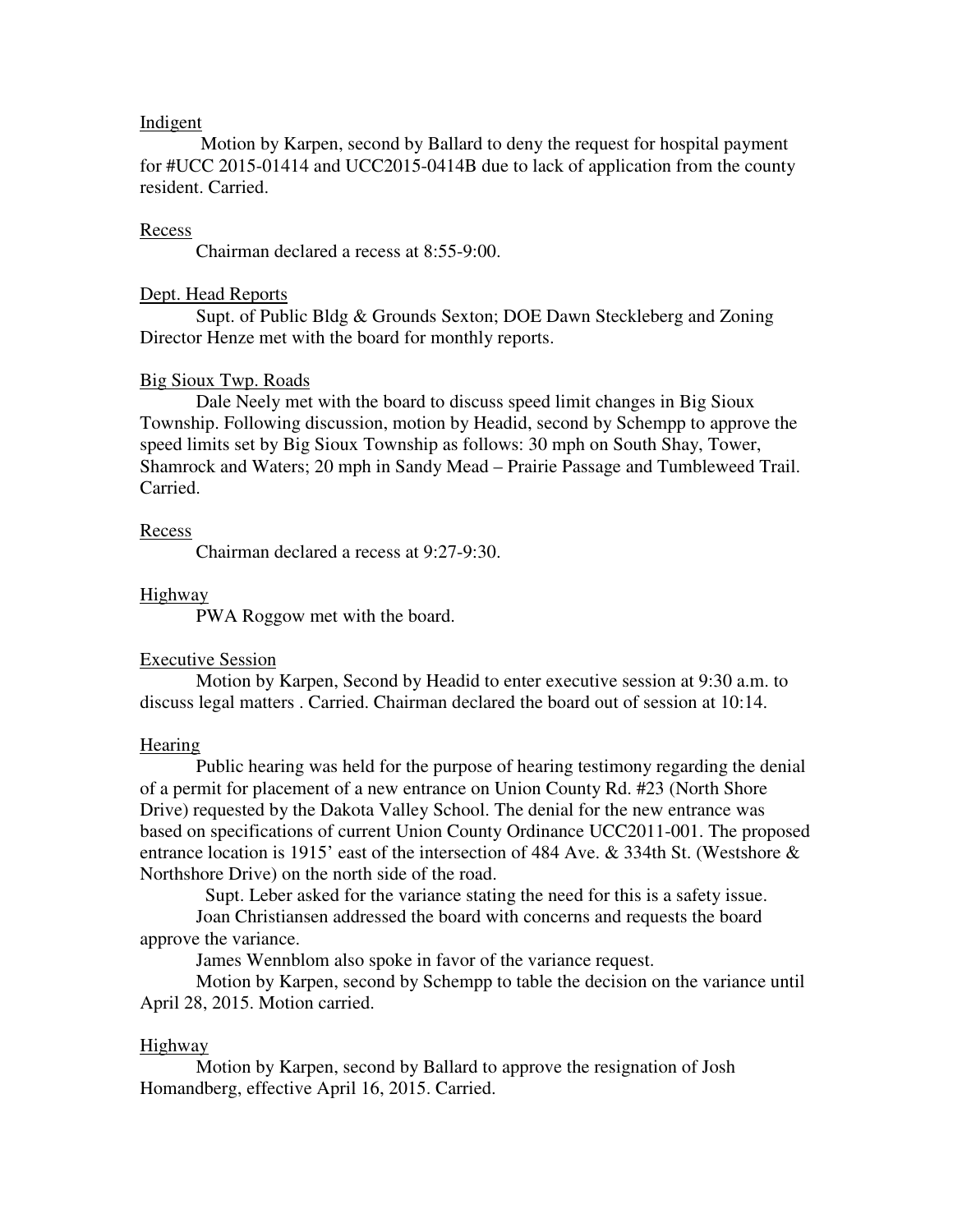Indigent

Motion by Karpen, second by Ballard to deny the request for hospital payment for #UCC 2015-01414 and UCC2015-0414B due to lack of application from the county resident. Carried.

Recess

Chairman declared a recess at 8:55-9:00.

Dept. Head Reports

Supt. of Public Bldg & Grounds Sexton; DOE Dawn Steckleberg and Zoning Director Henze met with the board for monthly reports.

Big Sioux Twp. Roads

Dale Neely met with the board to discuss speed limit changes in Big Sioux Township. Following discussion, motion by Headid, second by Schempp to approve the speed limits set by Big Sioux Township as follows: 30 mph on South Shay, Tower, Shamrock and Waters; 20 mph in Sandy Mead – Prairie Passage and Tumbleweed Trail. Carried.

Recess

Chairman declared a recess at 9:27-9:30.

Highway

PWA Roggow met with the board.

Executive Session

Motion by Karpen, Second by Headid to enter executive session at 9:30 a.m. to discuss legal matters . Carried. Chairman declared the board out of session at 10:14.

Hearing

Public hearing was held for the purpose of hearing testimony regarding the denial of a permit for placement of a new entrance on Union County Rd. #23 (North Shore Drive) requested by the Dakota Valley School. The denial for the new entrance was based on specifications of current Union County Ordinance UCC2011-001. The proposed entrance location is 1915' east of the intersection of 484 Ave. & 334th St. (Westshore & Northshore Drive) on the north side of the road.

Supt. Leber asked for the variance stating the need for this is a safety issue.

Joan Christiansen addressed the board with concerns and requests the board approve the variance.

James Wennblom also spoke in favor of the variance request.

Motion by Karpen, second by Schempp to table the decision on the variance until April 28, 2015. Motion carried.

Highway

Motion by Karpen, second by Ballard to approve the resignation of Josh Homandberg, effective April 16, 2015. Carried.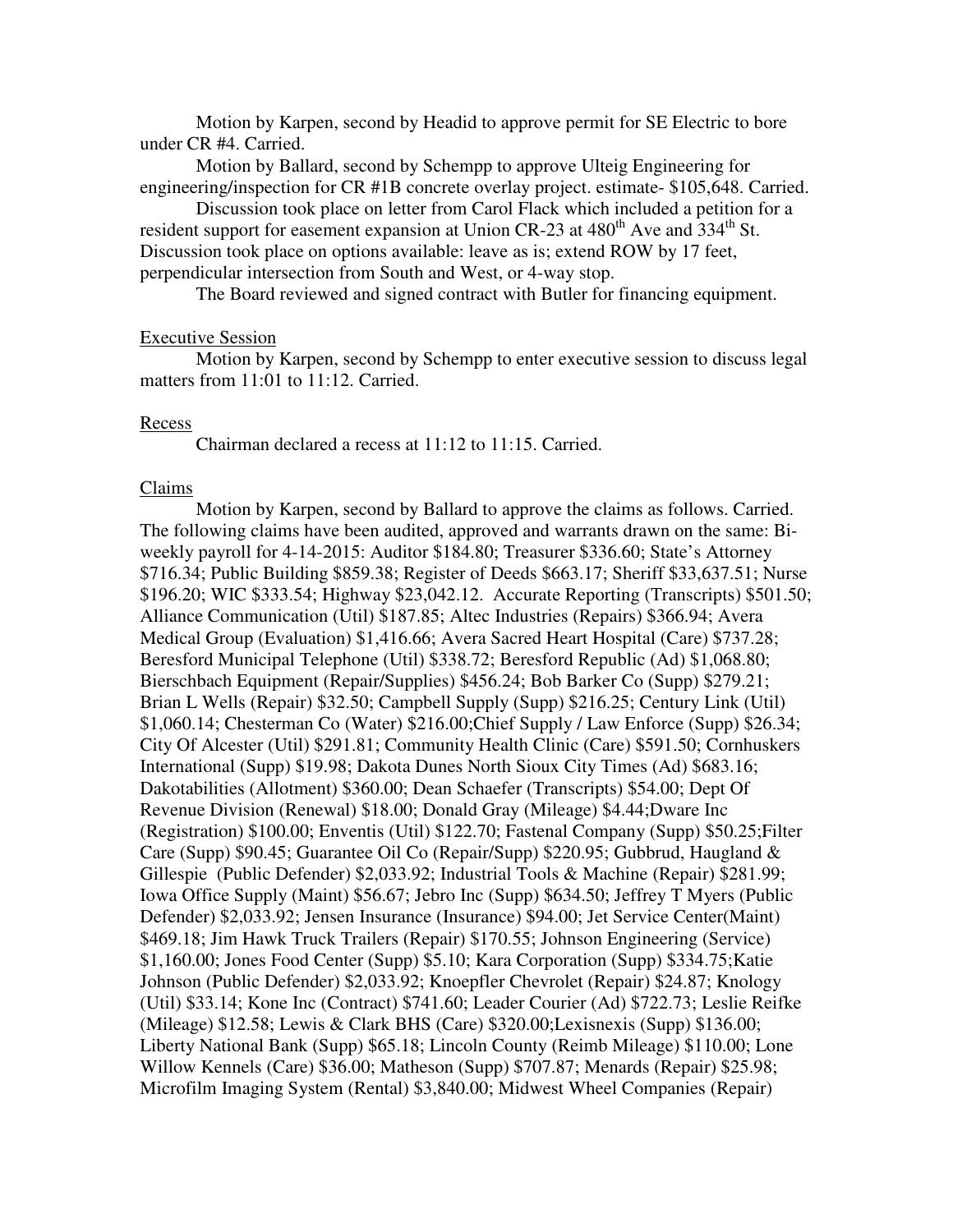Motion by Karpen, second by Headid to approve permit for SE Electric to bore under CR #4. Carried.

Motion by Ballard, second by Schempp to approve Ulteig Engineering for engineering/inspection for CR #1B concrete overlay project. estimate- $105,648. Carried.

Discussion took place on letter from Carol Flack which included a petition for a resident support for easement expansion at Union CR-23 at 480th Ave and 334th St. Discussion took place on options available: leave as is; extend ROW by 17 feet, perpendicular intersection from South and West, or 4-way stop.

The Board reviewed and signed contract with Butler for financing equipment.

Executive Session

Motion by Karpen, second by Schempp to enter executive session to discuss legal matters from 11:01 to 11:12. Carried.

Recess

Chairman declared a recess at 11:12 to 11:15. Carried.

Claims

Motion by Karpen, second by Ballard to approve the claims as follows. Carried. The following claims have been audited, approved and warrants drawn on the same: Bi-weekly payroll for 4-14-2015: Auditor $184.80; Treasurer $336.60; State's Attorney $716.34; Public Building $859.38; Register of Deeds $663.17; Sheriff $33,637.51; Nurse $196.20; WIC $333.54; Highway $23,042.12. Accurate Reporting (Transcripts) $501.50; Alliance Communication (Util) $187.85; Altec Industries (Repairs) $366.94; Avera Medical Group (Evaluation) $1,416.66; Avera Sacred Heart Hospital (Care) $737.28; Beresford Municipal Telephone (Util) $338.72; Beresford Republic (Ad) $1,068.80; Bierschbach Equipment (Repair/Supplies) $456.24; Bob Barker Co (Supp) $279.21; Brian L Wells (Repair) $32.50; Campbell Supply (Supp) $216.25; Century Link (Util) $1,060.14; Chesterman Co (Water) $216.00;Chief Supply / Law Enforce (Supp) $26.34; City Of Alcester (Util) $291.81; Community Health Clinic (Care) $591.50; Cornhuskers International (Supp) $19.98; Dakota Dunes North Sioux City Times (Ad) $683.16; Dakotabilities (Allotment) $360.00; Dean Schaefer (Transcripts) $54.00; Dept Of Revenue Division (Renewal) $18.00; Donald Gray (Mileage) $4.44;Dware Inc (Registration) $100.00; Enventis (Util) $122.70; Fastenal Company (Supp) $50.25;Filter Care (Supp) $90.45; Guarantee Oil Co (Repair/Supp) $220.95; Gubbrud, Haugland & Gillespie (Public Defender) $2,033.92; Industrial Tools & Machine (Repair) $281.99; Iowa Office Supply (Maint) $56.67; Jebro Inc (Supp) $634.50; Jeffrey T Myers (Public Defender) $2,033.92; Jensen Insurance (Insurance) $94.00; Jet Service Center(Maint) $469.18; Jim Hawk Truck Trailers (Repair) $170.55; Johnson Engineering (Service) $1,160.00; Jones Food Center (Supp) $5.10; Kara Corporation (Supp) $334.75;Katie Johnson (Public Defender) $2,033.92; Knoepfler Chevrolet (Repair) $24.87; Knology (Util) $33.14; Kone Inc (Contract) $741.60; Leader Courier (Ad) $722.73; Leslie Reifke (Mileage) $12.58; Lewis & Clark BHS (Care) $320.00;Lexisnexis (Supp) $136.00; Liberty National Bank (Supp) $65.18; Lincoln County (Reimb Mileage) $110.00; Lone Willow Kennels (Care) $36.00; Matheson (Supp) $707.87; Menards (Repair) $25.98; Microfilm Imaging System (Rental) $3,840.00; Midwest Wheel Companies (Repair)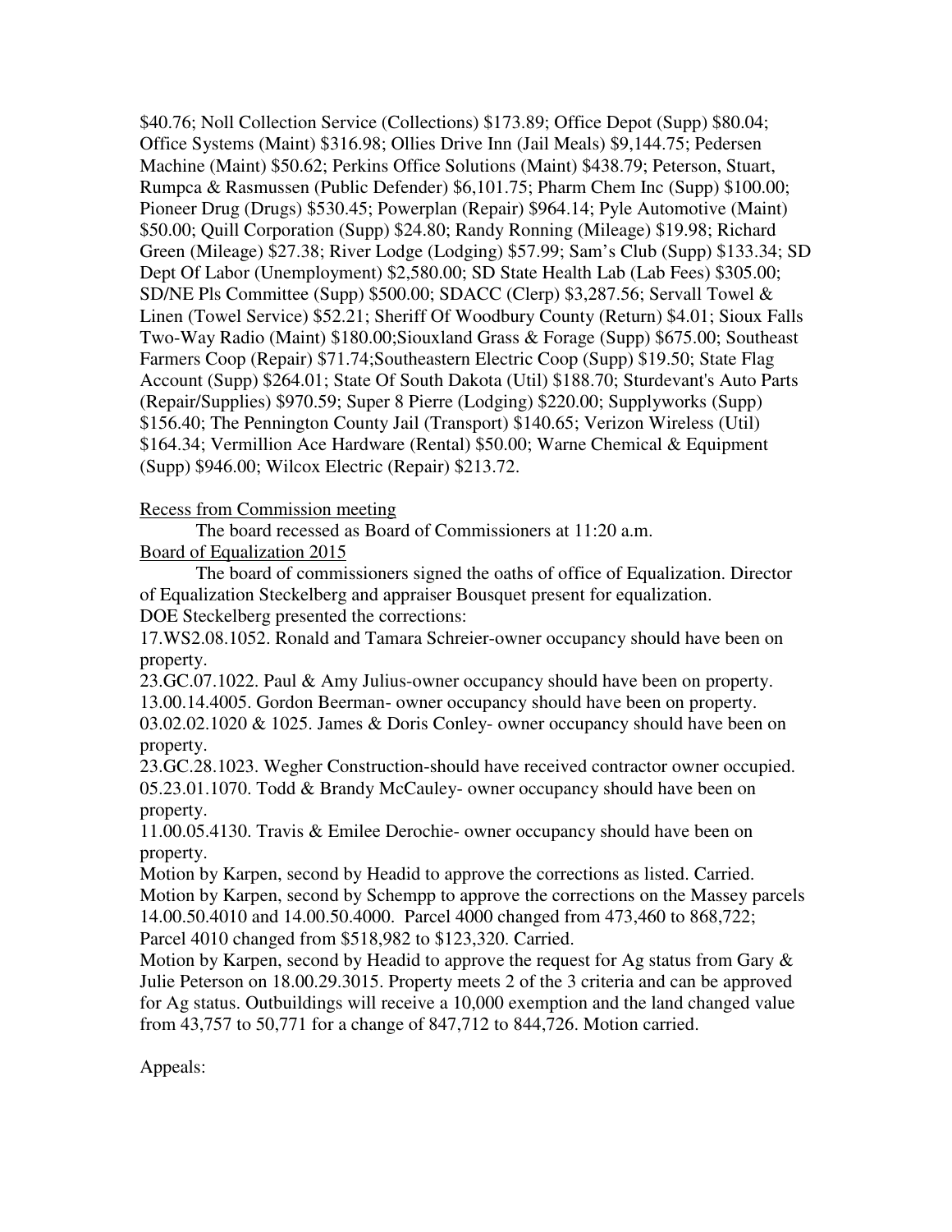$40.76; Noll Collection Service (Collections) $173.89; Office Depot (Supp) $80.04; Office Systems (Maint) $316.98; Ollies Drive Inn (Jail Meals) $9,144.75; Pedersen Machine (Maint) $50.62; Perkins Office Solutions (Maint) $438.79; Peterson, Stuart, Rumpca & Rasmussen (Public Defender) $6,101.75; Pharm Chem Inc (Supp) $100.00; Pioneer Drug (Drugs) $530.45; Powerplan (Repair) $964.14; Pyle Automotive (Maint) $50.00; Quill Corporation (Supp) $24.80; Randy Ronning (Mileage) $19.98; Richard Green (Mileage) $27.38; River Lodge (Lodging) $57.99; Sam's Club (Supp) $133.34; SD Dept Of Labor (Unemployment) $2,580.00; SD State Health Lab (Lab Fees) $305.00; SD/NE Pls Committee (Supp) $500.00; SDACC (Clerp) $3,287.56; Servall Towel & Linen (Towel Service) $52.21; Sheriff Of Woodbury County (Return) $4.01; Sioux Falls Two-Way Radio (Maint) $180.00;Siouxland Grass & Forage (Supp) $675.00; Southeast Farmers Coop (Repair) $71.74;Southeastern Electric Coop (Supp) $19.50; State Flag Account (Supp) $264.01; State Of South Dakota (Util) $188.70; Sturdevant's Auto Parts (Repair/Supplies) $970.59; Super 8 Pierre (Lodging) $220.00; Supplyworks (Supp) $156.40; The Pennington County Jail (Transport) $140.65; Verizon Wireless (Util) $164.34; Vermillion Ace Hardware (Rental) $50.00; Warne Chemical & Equipment (Supp) $946.00; Wilcox Electric (Repair) $213.72.

Recess from Commission meeting

The board recessed as Board of Commissioners at 11:20 a.m.

Board of Equalization 2015

The board of commissioners signed the oaths of office of Equalization. Director of Equalization Steckelberg and appraiser Bousquet present for equalization.

DOE Steckelberg presented the corrections:

17.WS2.08.1052. Ronald and Tamara Schreier-owner occupancy should have been on property.

23.GC.07.1022. Paul & Amy Julius-owner occupancy should have been on property.

13.00.14.4005. Gordon Beerman- owner occupancy should have been on property.

03.02.02.1020 & 1025. James & Doris Conley- owner occupancy should have been on property.

23.GC.28.1023. Wegher Construction-should have received contractor owner occupied.

05.23.01.1070. Todd & Brandy McCauley- owner occupancy should have been on property.

11.00.05.4130. Travis & Emilee Derochie- owner occupancy should have been on property.

Motion by Karpen, second by Headid to approve the corrections as listed. Carried.

Motion by Karpen, second by Schempp to approve the corrections on the Massey parcels 14.00.50.4010 and 14.00.50.4000. Parcel 4000 changed from 473,460 to 868,722; Parcel 4010 changed from $518,982 to $123,320. Carried.

Motion by Karpen, second by Headid to approve the request for Ag status from Gary & Julie Peterson on 18.00.29.3015. Property meets 2 of the 3 criteria and can be approved for Ag status. Outbuildings will receive a 10,000 exemption and the land changed value from 43,757 to 50,771 for a change of 847,712 to 844,726. Motion carried.

Appeals: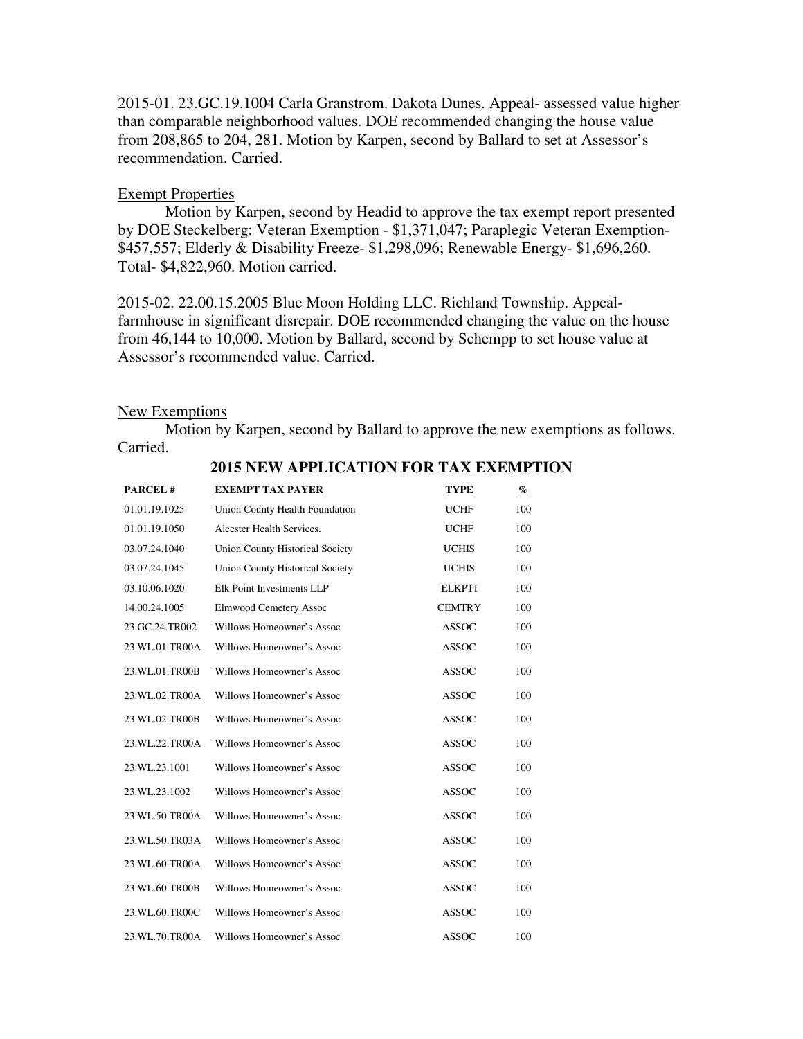2015-01. 23.GC.19.1004 Carla Granstrom. Dakota Dunes. Appeal- assessed value higher than comparable neighborhood values. DOE recommended changing the house value from 208,865 to 204, 281. Motion by Karpen, second by Ballard to set at Assessor's recommendation. Carried.

Exempt Properties

Motion by Karpen, second by Headid to approve the tax exempt report presented by DOE Steckelberg: Veteran Exemption - $1,371,047; Paraplegic Veteran Exemption- $457,557; Elderly & Disability Freeze- $1,298,096; Renewable Energy- $1,696,260. Total- $4,822,960. Motion carried.

2015-02. 22.00.15.2005 Blue Moon Holding LLC. Richland Township. Appeal- farmhouse in significant disrepair. DOE recommended changing the value on the house from 46,144 to 10,000. Motion by Ballard, second by Schempp to set house value at Assessor's recommended value. Carried.

New Exemptions

Motion by Karpen, second by Ballard to approve the new exemptions as follows. Carried.

**2015 NEW APPLICATION FOR TAX EXEMPTION**

| PARCEL # | EXEMPT TAX PAYER | TYPE | % |
|---|---|---|---|
| 01.01.19.1025 | Union County Health Foundation | UCHF | 100 |
| 01.01.19.1050 | Alcester Health Services. | UCHF | 100 |
| 03.07.24.1040 | Union County Historical Society | UCHIS | 100 |
| 03.07.24.1045 | Union County Historical Society | UCHIS | 100 |
| 03.10.06.1020 | Elk Point Investments LLP | ELKPTI | 100 |
| 14.00.24.1005 | Elmwood Cemetery Assoc | CEMTRY | 100 |
| 23.GC.24.TR002 | Willows Homeowner's Assoc | ASSOC | 100 |
| 23.WL.01.TR00A | Willows Homeowner's Assoc | ASSOC | 100 |
| 23.WL.01.TR00B | Willows Homeowner's Assoc | ASSOC | 100 |
| 23.WL.02.TR00A | Willows Homeowner's Assoc | ASSOC | 100 |
| 23.WL.02.TR00B | Willows Homeowner's Assoc | ASSOC | 100 |
| 23.WL.22.TR00A | Willows Homeowner's Assoc | ASSOC | 100 |
| 23.WL.23.1001 | Willows Homeowner's Assoc | ASSOC | 100 |
| 23.WL.23.1002 | Willows Homeowner's Assoc | ASSOC | 100 |
| 23.WL.50.TR00A | Willows Homeowner's Assoc | ASSOC | 100 |
| 23.WL.50.TR03A | Willows Homeowner's Assoc | ASSOC | 100 |
| 23.WL.60.TR00A | Willows Homeowner's Assoc | ASSOC | 100 |
| 23.WL.60.TR00B | Willows Homeowner's Assoc | ASSOC | 100 |
| 23.WL.60.TR00C | Willows Homeowner's Assoc | ASSOC | 100 |
| 23.WL.70.TR00A | Willows Homeowner's Assoc | ASSOC | 100 |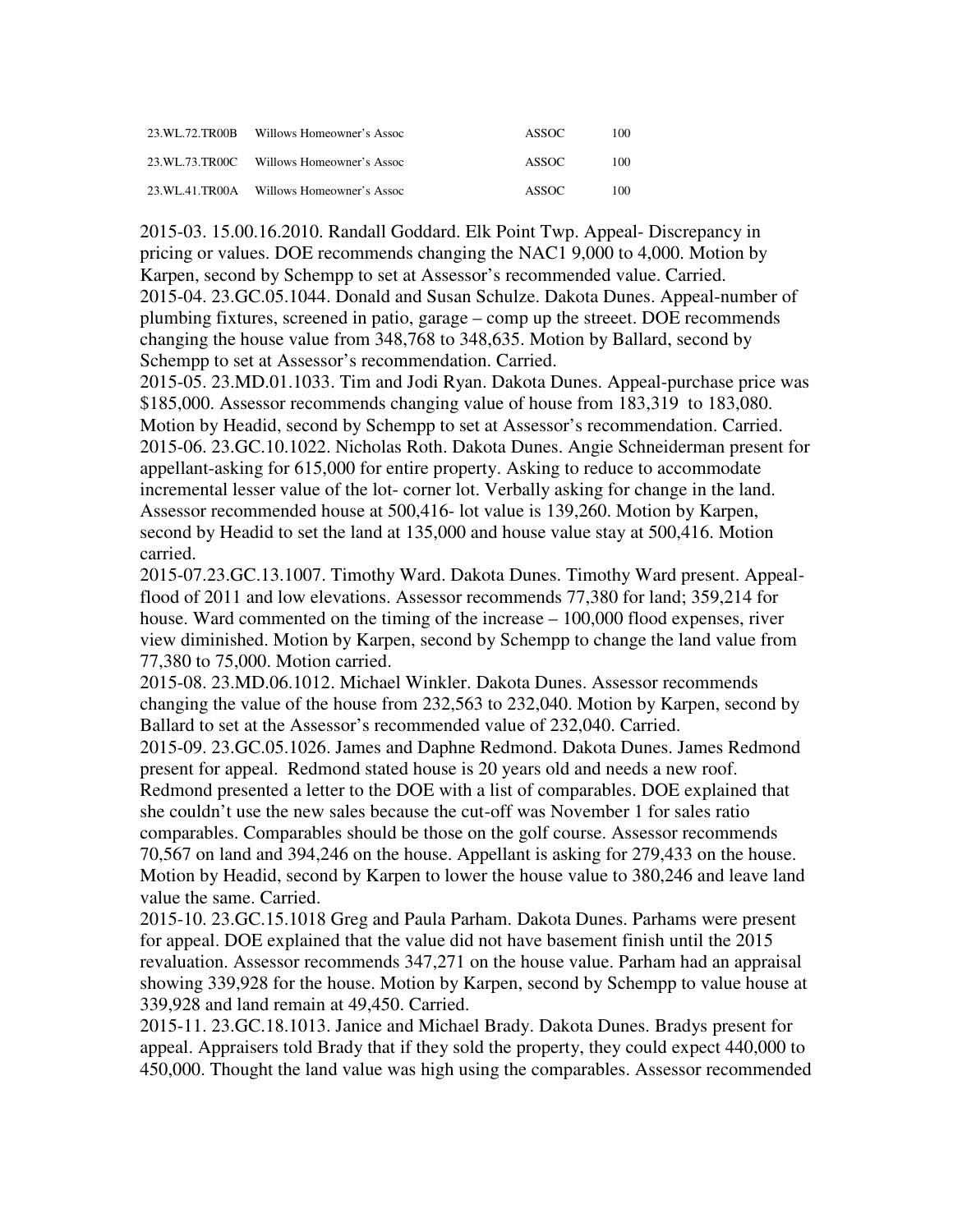| | | | |
|---|---|---|---|
| 23.WL.72.TR00B | Willows Homeowner's Assoc | ASSOC | 100 |
| 23.WL.73.TR00C | Willows Homeowner's Assoc | ASSOC | 100 |
| 23.WL.41.TR00A | Willows Homeowner's Assoc | ASSOC | 100 |

2015-03. 15.00.16.2010. Randall Goddard. Elk Point Twp. Appeal- Discrepancy in pricing or values. DOE recommends changing the NAC1 9,000 to 4,000. Motion by Karpen, second by Schempp to set at Assessor's recommended value. Carried.
2015-04. 23.GC.05.1044. Donald and Susan Schulze. Dakota Dunes. Appeal-number of plumbing fixtures, screened in patio, garage – comp up the streeet. DOE recommends changing the house value from 348,768 to 348,635. Motion by Ballard, second by Schempp to set at Assessor's recommendation. Carried.
2015-05. 23.MD.01.1033. Tim and Jodi Ryan. Dakota Dunes. Appeal-purchase price was $185,000. Assessor recommends changing value of house from 183,319 to 183,080. Motion by Headid, second by Schempp to set at Assessor's recommendation. Carried.
2015-06. 23.GC.10.1022. Nicholas Roth. Dakota Dunes. Angie Schneiderman present for appellant-asking for 615,000 for entire property. Asking to reduce to accommodate incremental lesser value of the lot- corner lot. Verbally asking for change in the land. Assessor recommended house at 500,416- lot value is 139,260. Motion by Karpen, second by Headid to set the land at 135,000 and house value stay at 500,416. Motion carried.
2015-07.23.GC.13.1007. Timothy Ward. Dakota Dunes. Timothy Ward present. Appeal-flood of 2011 and low elevations. Assessor recommends 77,380 for land; 359,214 for house. Ward commented on the timing of the increase – 100,000 flood expenses, river view diminished. Motion by Karpen, second by Schempp to change the land value from 77,380 to 75,000. Motion carried.
2015-08. 23.MD.06.1012. Michael Winkler. Dakota Dunes. Assessor recommends changing the value of the house from 232,563 to 232,040. Motion by Karpen, second by Ballard to set at the Assessor's recommended value of 232,040. Carried.
2015-09. 23.GC.05.1026. James and Daphne Redmond. Dakota Dunes. James Redmond present for appeal. Redmond stated house is 20 years old and needs a new roof. Redmond presented a letter to the DOE with a list of comparables. DOE explained that she couldn't use the new sales because the cut-off was November 1 for sales ratio comparables. Comparables should be those on the golf course. Assessor recommends 70,567 on land and 394,246 on the house. Appellant is asking for 279,433 on the house. Motion by Headid, second by Karpen to lower the house value to 380,246 and leave land value the same. Carried.
2015-10. 23.GC.15.1018 Greg and Paula Parham. Dakota Dunes. Parhams were present for appeal. DOE explained that the value did not have basement finish until the 2015 revaluation. Assessor recommends 347,271 on the house value. Parham had an appraisal showing 339,928 for the house. Motion by Karpen, second by Schempp to value house at 339,928 and land remain at 49,450. Carried.
2015-11. 23.GC.18.1013. Janice and Michael Brady. Dakota Dunes. Bradys present for appeal. Appraisers told Brady that if they sold the property, they could expect 440,000 to 450,000. Thought the land value was high using the comparables. Assessor recommended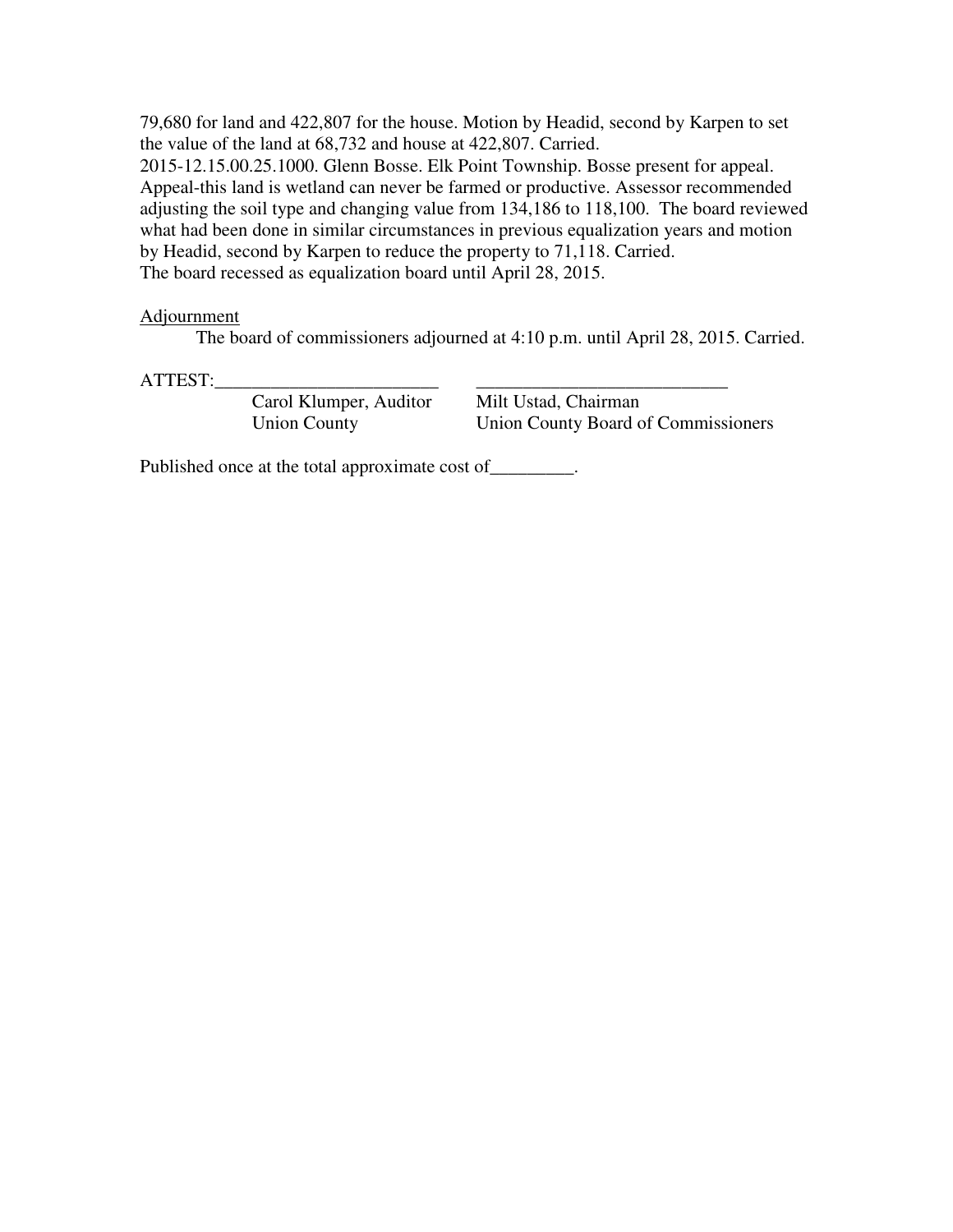79,680 for land and 422,807 for the house. Motion by Headid, second by Karpen to set the value of the land at 68,732 and house at 422,807. Carried.
2015-12.15.00.25.1000. Glenn Bosse. Elk Point Township. Bosse present for appeal. Appeal-this land is wetland can never be farmed or productive. Assessor recommended adjusting the soil type and changing value from 134,186 to 118,100. The board reviewed what had been done in similar circumstances in previous equalization years and motion by Headid, second by Karpen to reduce the property to 71,118. Carried.
The board recessed as equalization board until April 28, 2015.

Adjournment

The board of commissioners adjourned at 4:10 p.m. until April 28, 2015. Carried.

ATTEST:________________________ ___________________________

Carol Klumper, Auditor
Union County

Milt Ustad, Chairman
Union County Board of Commissioners

Published once at the total approximate cost of_________.